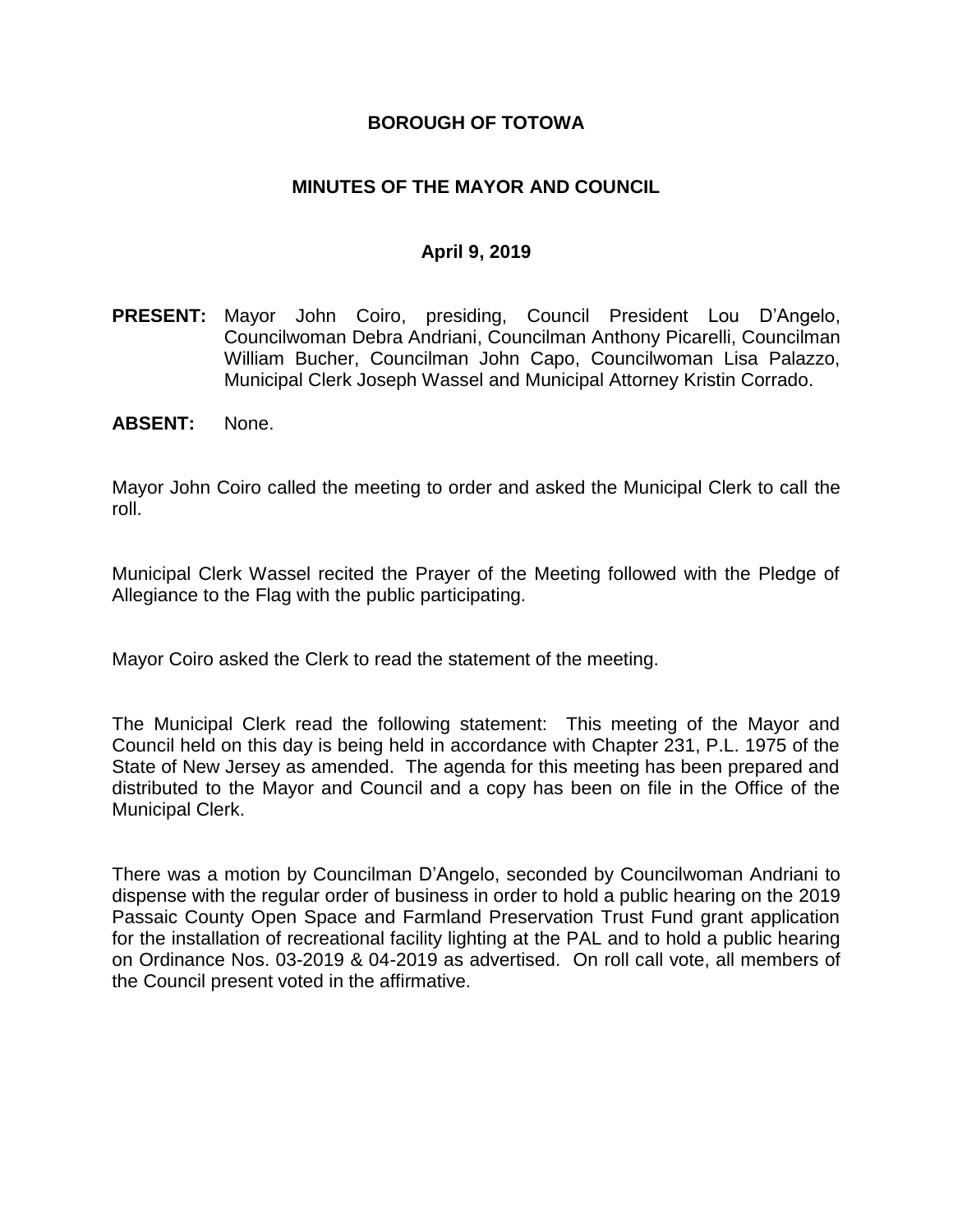# BOROUGH OF TOTOWA

## MINUTES OF THE MAYOR AND COUNCIL

### April 9, 2019

**PRESENT:** Mayor John Coiro, presiding, Council President Lou D'Angelo, Councilwoman Debra Andriani, Councilman Anthony Picarelli, Councilman William Bucher, Councilman John Capo, Councilwoman Lisa Palazzo, Municipal Clerk Joseph Wassel and Municipal Attorney Kristin Corrado.

**ABSENT:** None.

Mayor John Coiro called the meeting to order and asked the Municipal Clerk to call the roll.

Municipal Clerk Wassel recited the Prayer of the Meeting followed with the Pledge of Allegiance to the Flag with the public participating.

Mayor Coiro asked the Clerk to read the statement of the meeting.

The Municipal Clerk read the following statement: This meeting of the Mayor and Council held on this day is being held in accordance with Chapter 231, P.L. 1975 of the State of New Jersey as amended. The agenda for this meeting has been prepared and distributed to the Mayor and Council and a copy has been on file in the Office of the Municipal Clerk.

There was a motion by Councilman D'Angelo, seconded by Councilwoman Andriani to dispense with the regular order of business in order to hold a public hearing on the 2019 Passaic County Open Space and Farmland Preservation Trust Fund grant application for the installation of recreational facility lighting at the PAL and to hold a public hearing on Ordinance Nos. 03-2019 & 04-2019 as advertised. On roll call vote, all members of the Council present voted in the affirmative.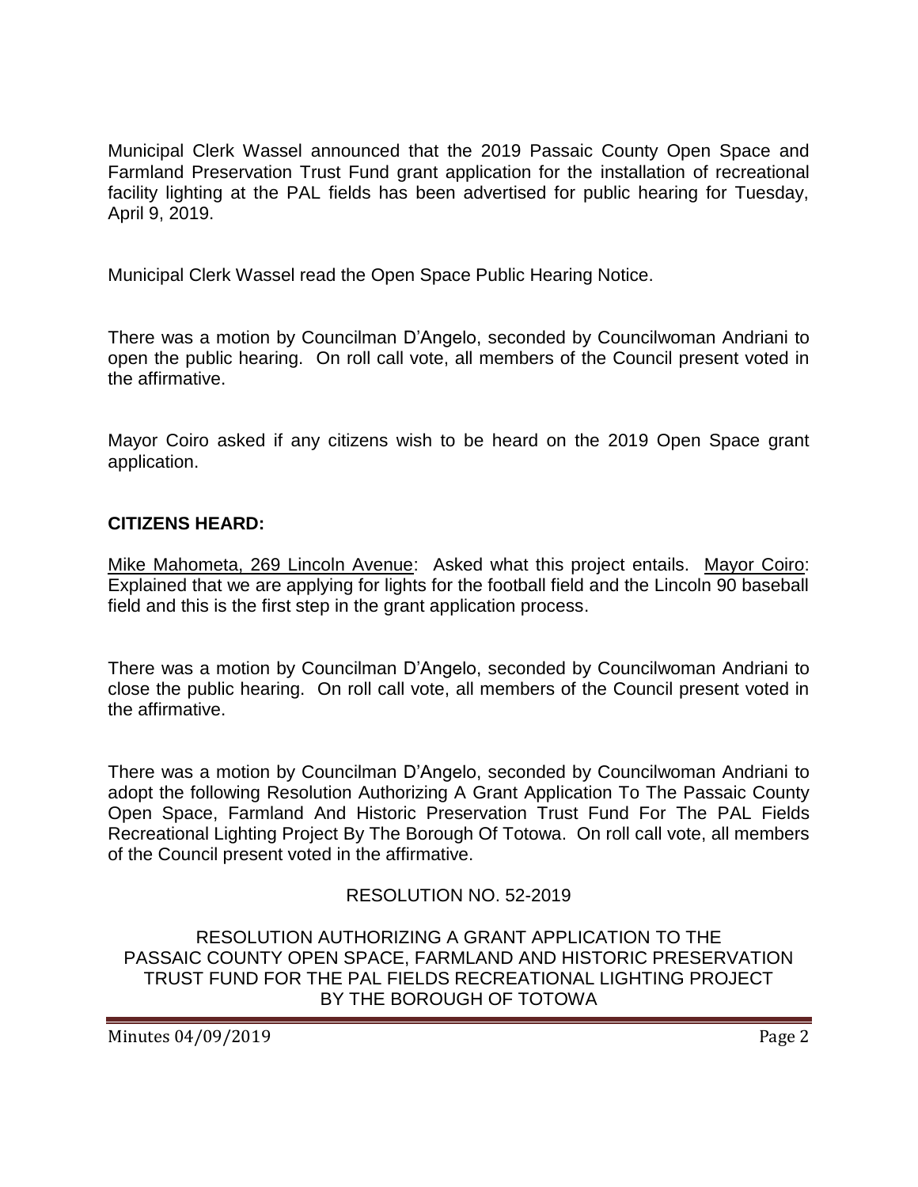Municipal Clerk Wassel announced that the 2019 Passaic County Open Space and Farmland Preservation Trust Fund grant application for the installation of recreational facility lighting at the PAL fields has been advertised for public hearing for Tuesday, April 9, 2019.

Municipal Clerk Wassel read the Open Space Public Hearing Notice.

There was a motion by Councilman D'Angelo, seconded by Councilwoman Andriani to open the public hearing. On roll call vote, all members of the Council present voted in the affirmative.

Mayor Coiro asked if any citizens wish to be heard on the 2019 Open Space grant application.

**CITIZENS HEARD:**

Mike Mahometa, 269 Lincoln Avenue: Asked what this project entails. Mayor Coiro: Explained that we are applying for lights for the football field and the Lincoln 90 baseball field and this is the first step in the grant application process.

There was a motion by Councilman D'Angelo, seconded by Councilwoman Andriani to close the public hearing. On roll call vote, all members of the Council present voted in the affirmative.

There was a motion by Councilman D'Angelo, seconded by Councilwoman Andriani to adopt the following Resolution Authorizing A Grant Application To The Passaic County Open Space, Farmland And Historic Preservation Trust Fund For The PAL Fields Recreational Lighting Project By The Borough Of Totowa. On roll call vote, all members of the Council present voted in the affirmative.

RESOLUTION NO. 52-2019

RESOLUTION AUTHORIZING A GRANT APPLICATION TO THE PASSAIC COUNTY OPEN SPACE, FARMLAND AND HISTORIC PRESERVATION TRUST FUND FOR THE PAL FIELDS RECREATIONAL LIGHTING PROJECT BY THE BOROUGH OF TOTOWA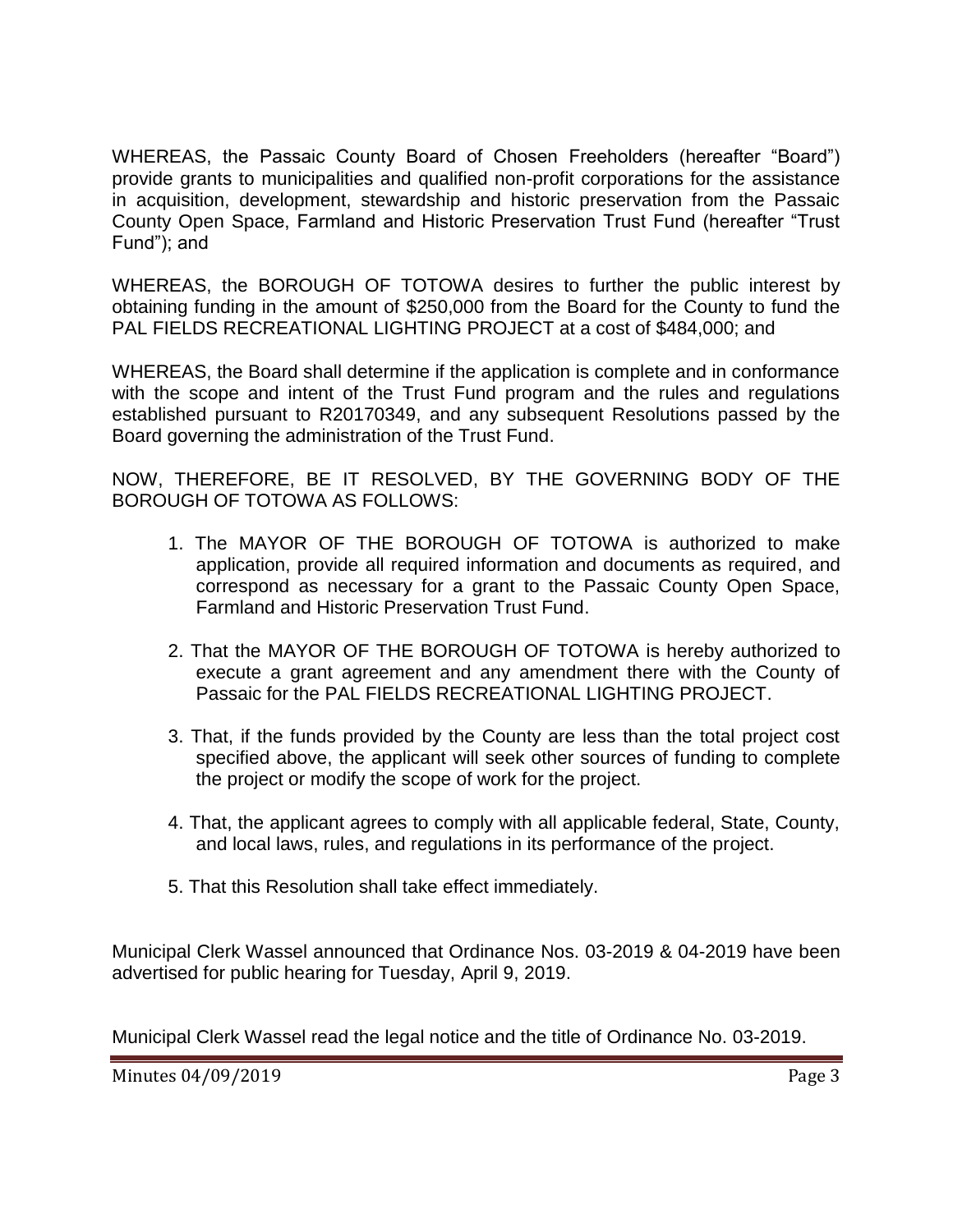WHEREAS, the Passaic County Board of Chosen Freeholders (hereafter "Board") provide grants to municipalities and qualified non-profit corporations for the assistance in acquisition, development, stewardship and historic preservation from the Passaic County Open Space, Farmland and Historic Preservation Trust Fund (hereafter "Trust Fund"); and

WHEREAS, the BOROUGH OF TOTOWA desires to further the public interest by obtaining funding in the amount of $250,000 from the Board for the County to fund the PAL FIELDS RECREATIONAL LIGHTING PROJECT at a cost of $484,000; and

WHEREAS, the Board shall determine if the application is complete and in conformance with the scope and intent of the Trust Fund program and the rules and regulations established pursuant to R20170349, and any subsequent Resolutions passed by the Board governing the administration of the Trust Fund.

NOW, THEREFORE, BE IT RESOLVED, BY THE GOVERNING BODY OF THE BOROUGH OF TOTOWA AS FOLLOWS:

1. The MAYOR OF THE BOROUGH OF TOTOWA is authorized to make application, provide all required information and documents as required, and correspond as necessary for a grant to the Passaic County Open Space, Farmland and Historic Preservation Trust Fund.

2. That the MAYOR OF THE BOROUGH OF TOTOWA is hereby authorized to execute a grant agreement and any amendment there with the County of Passaic for the PAL FIELDS RECREATIONAL LIGHTING PROJECT.

3. That, if the funds provided by the County are less than the total project cost specified above, the applicant will seek other sources of funding to complete the project or modify the scope of work for the project.

4. That, the applicant agrees to comply with all applicable federal, State, County, and local laws, rules, and regulations in its performance of the project.

5. That this Resolution shall take effect immediately.

Municipal Clerk Wassel announced that Ordinance Nos. 03-2019 & 04-2019 have been advertised for public hearing for Tuesday, April 9, 2019.

Municipal Clerk Wassel read the legal notice and the title of Ordinance No. 03-2019.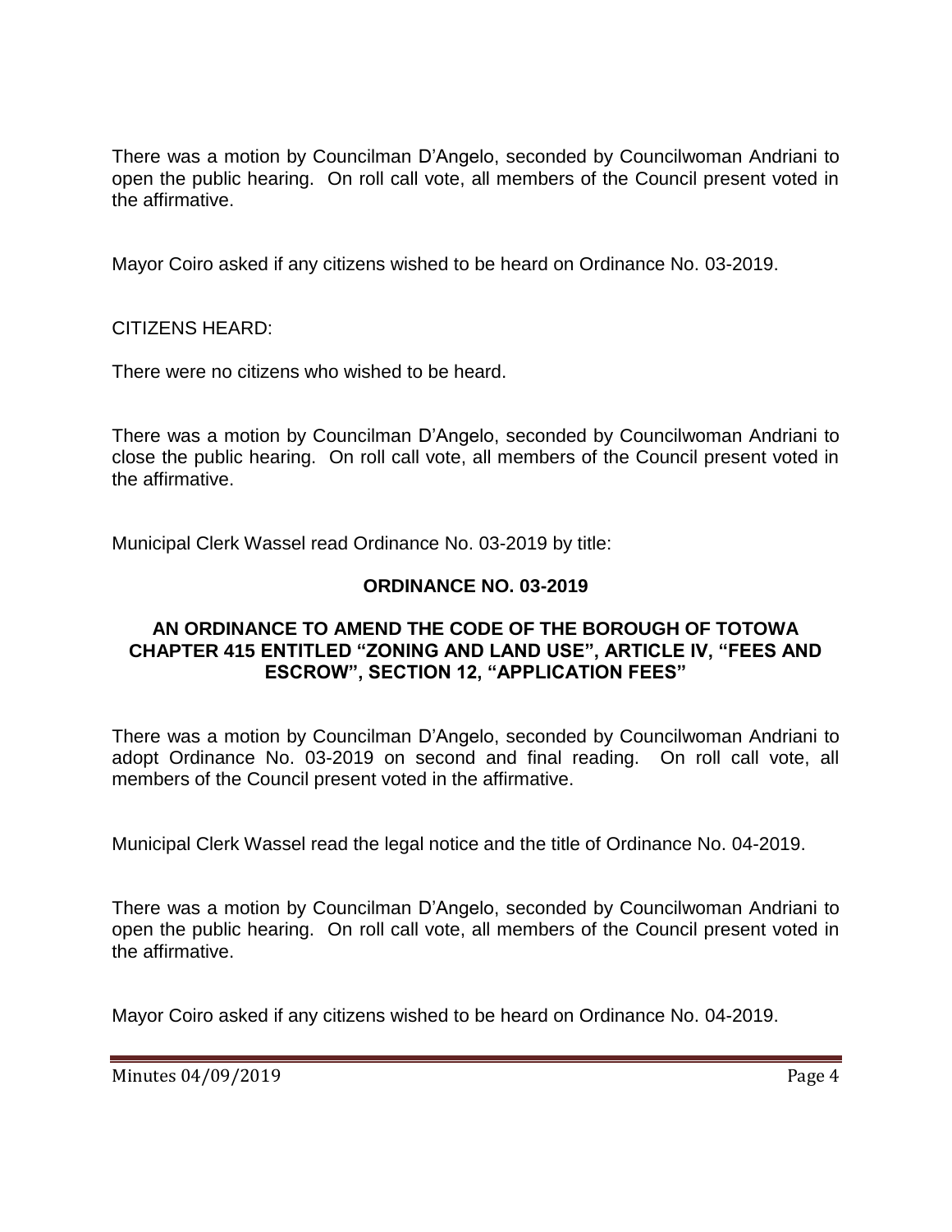There was a motion by Councilman D'Angelo, seconded by Councilwoman Andriani to open the public hearing. On roll call vote, all members of the Council present voted in the affirmative.

Mayor Coiro asked if any citizens wished to be heard on Ordinance No. 03-2019.

CITIZENS HEARD:

There were no citizens who wished to be heard.

There was a motion by Councilman D'Angelo, seconded by Councilwoman Andriani to close the public hearing. On roll call vote, all members of the Council present voted in the affirmative.

Municipal Clerk Wassel read Ordinance No. 03-2019 by title:

**ORDINANCE NO. 03-2019**

**AN ORDINANCE TO AMEND THE CODE OF THE BOROUGH OF TOTOWA CHAPTER 415 ENTITLED "ZONING AND LAND USE", ARTICLE IV, "FEES AND ESCROW", SECTION 12, "APPLICATION FEES"**

There was a motion by Councilman D'Angelo, seconded by Councilwoman Andriani to adopt Ordinance No. 03-2019 on second and final reading. On roll call vote, all members of the Council present voted in the affirmative.

Municipal Clerk Wassel read the legal notice and the title of Ordinance No. 04-2019.

There was a motion by Councilman D'Angelo, seconded by Councilwoman Andriani to open the public hearing. On roll call vote, all members of the Council present voted in the affirmative.

Mayor Coiro asked if any citizens wished to be heard on Ordinance No. 04-2019.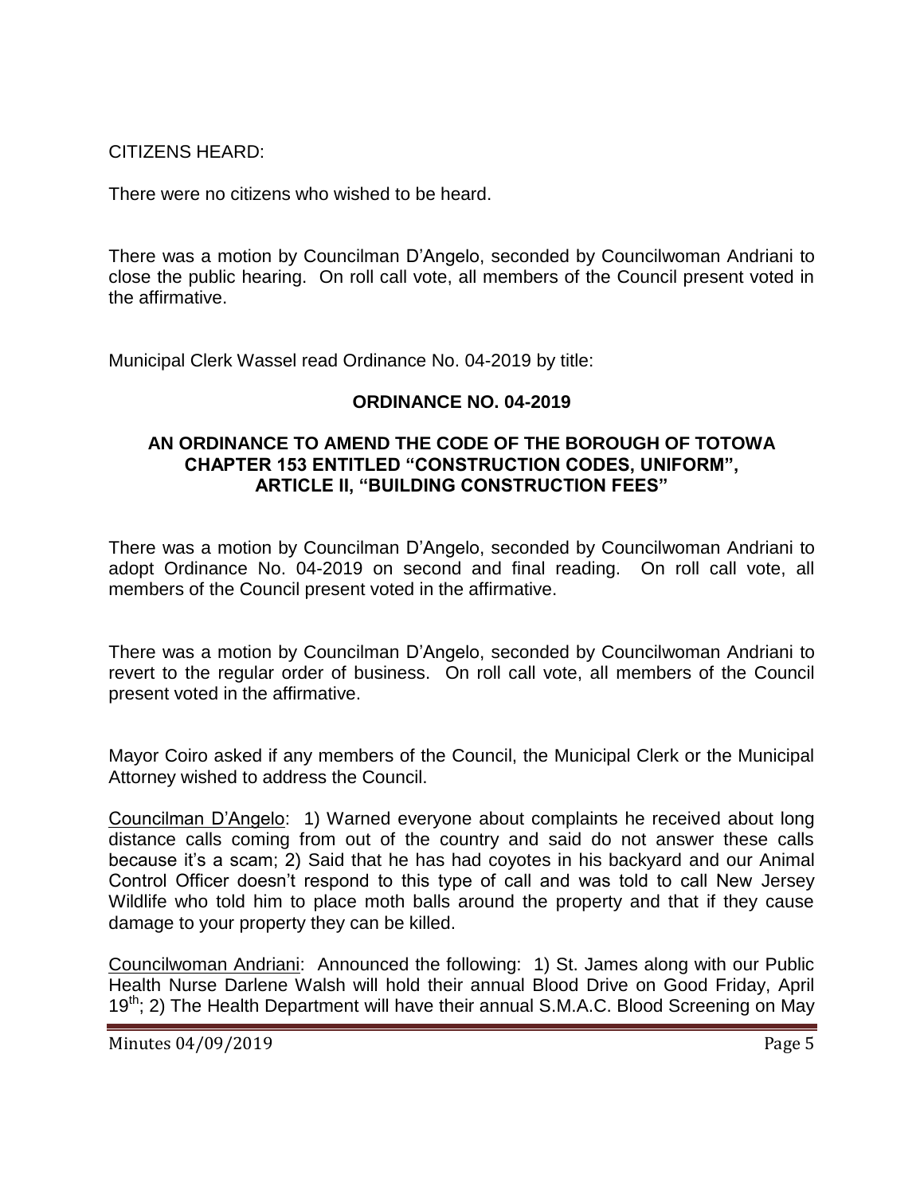CITIZENS HEARD:

There were no citizens who wished to be heard.

There was a motion by Councilman D'Angelo, seconded by Councilwoman Andriani to close the public hearing. On roll call vote, all members of the Council present voted in the affirmative.

Municipal Clerk Wassel read Ordinance No. 04-2019 by title:

**ORDINANCE NO. 04-2019**

**AN ORDINANCE TO AMEND THE CODE OF THE BOROUGH OF TOTOWA CHAPTER 153 ENTITLED "CONSTRUCTION CODES, UNIFORM", ARTICLE II, "BUILDING CONSTRUCTION FEES"**

There was a motion by Councilman D'Angelo, seconded by Councilwoman Andriani to adopt Ordinance No. 04-2019 on second and final reading. On roll call vote, all members of the Council present voted in the affirmative.

There was a motion by Councilman D'Angelo, seconded by Councilwoman Andriani to revert to the regular order of business. On roll call vote, all members of the Council present voted in the affirmative.

Mayor Coiro asked if any members of the Council, the Municipal Clerk or the Municipal Attorney wished to address the Council.

Councilman D'Angelo: 1) Warned everyone about complaints he received about long distance calls coming from out of the country and said do not answer these calls because it's a scam; 2) Said that he has had coyotes in his backyard and our Animal Control Officer doesn't respond to this type of call and was told to call New Jersey Wildlife who told him to place moth balls around the property and that if they cause damage to your property they can be killed.

Councilwoman Andriani: Announced the following: 1) St. James along with our Public Health Nurse Darlene Walsh will hold their annual Blood Drive on Good Friday, April 19th; 2) The Health Department will have their annual S.M.A.C. Blood Screening on May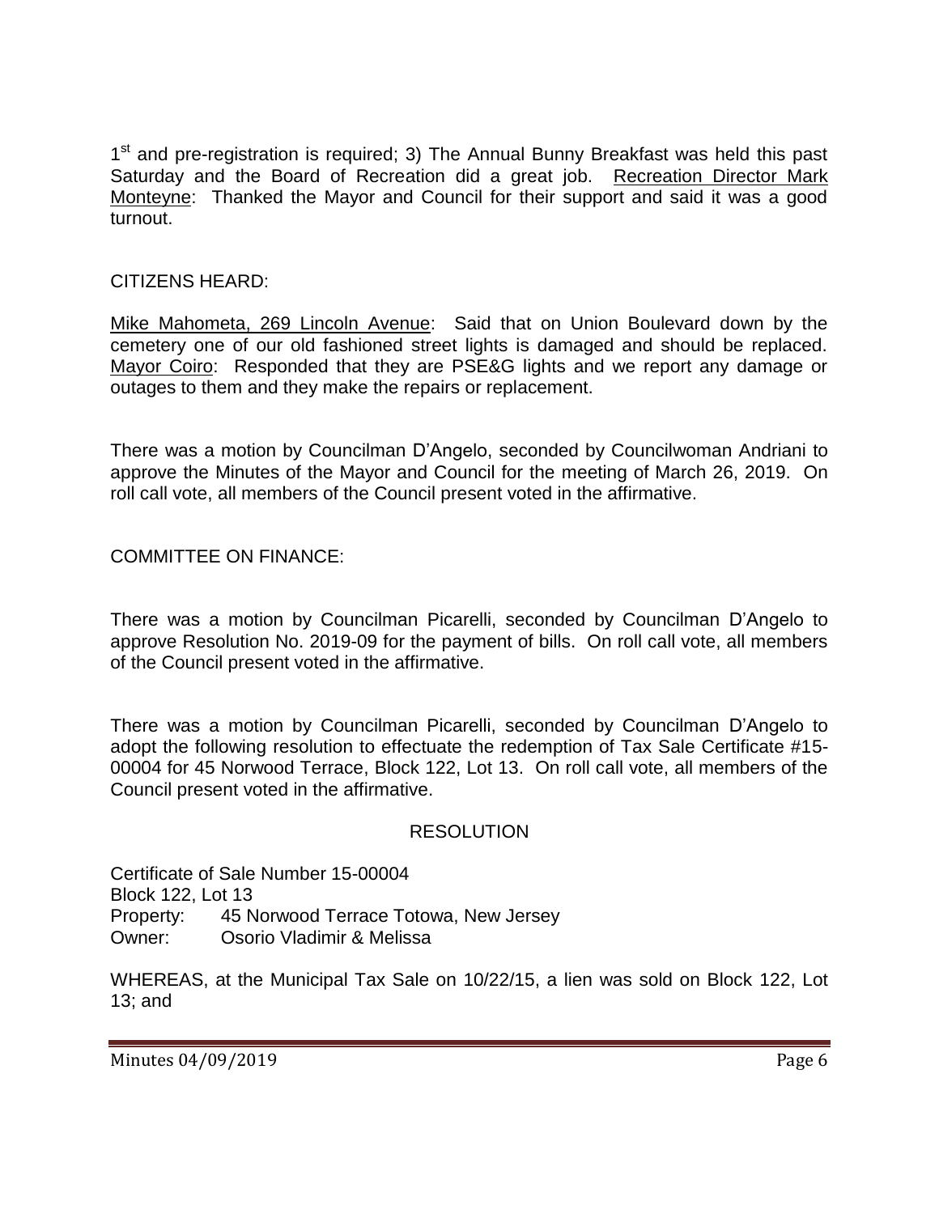1st and pre-registration is required; 3) The Annual Bunny Breakfast was held this past Saturday and the Board of Recreation did a great job. Recreation Director Mark Monteyne: Thanked the Mayor and Council for their support and said it was a good turnout.

CITIZENS HEARD:

Mike Mahometa, 269 Lincoln Avenue: Said that on Union Boulevard down by the cemetery one of our old fashioned street lights is damaged and should be replaced. Mayor Coiro: Responded that they are PSE&G lights and we report any damage or outages to them and they make the repairs or replacement.

There was a motion by Councilman D'Angelo, seconded by Councilwoman Andriani to approve the Minutes of the Mayor and Council for the meeting of March 26, 2019. On roll call vote, all members of the Council present voted in the affirmative.

COMMITTEE ON FINANCE:

There was a motion by Councilman Picarelli, seconded by Councilman D'Angelo to approve Resolution No. 2019-09 for the payment of bills. On roll call vote, all members of the Council present voted in the affirmative.

There was a motion by Councilman Picarelli, seconded by Councilman D'Angelo to adopt the following resolution to effectuate the redemption of Tax Sale Certificate #15-00004 for 45 Norwood Terrace, Block 122, Lot 13. On roll call vote, all members of the Council present voted in the affirmative.

RESOLUTION

Certificate of Sale Number 15-00004
Block 122, Lot 13
Property: 45 Norwood Terrace Totowa, New Jersey
Owner: Osorio Vladimir & Melissa

WHEREAS, at the Municipal Tax Sale on 10/22/15, a lien was sold on Block 122, Lot 13; and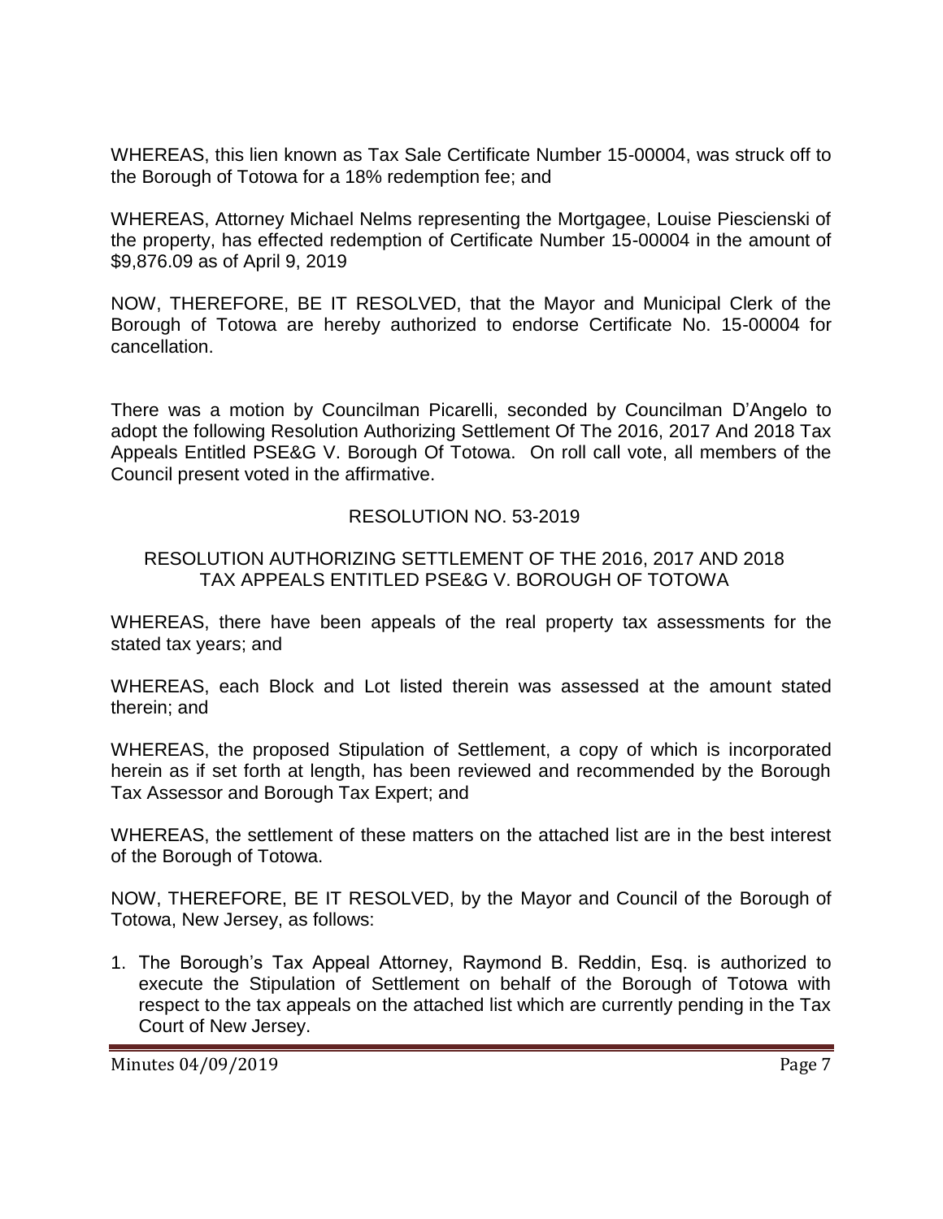WHEREAS, this lien known as Tax Sale Certificate Number 15-00004, was struck off to the Borough of Totowa for a 18% redemption fee; and

WHEREAS, Attorney Michael Nelms representing the Mortgagee, Louise Piescienski of the property, has effected redemption of Certificate Number 15-00004 in the amount of $9,876.09 as of April 9, 2019

NOW, THEREFORE, BE IT RESOLVED, that the Mayor and Municipal Clerk of the Borough of Totowa are hereby authorized to endorse Certificate No. 15-00004 for cancellation.

There was a motion by Councilman Picarelli, seconded by Councilman D'Angelo to adopt the following Resolution Authorizing Settlement Of The 2016, 2017 And 2018 Tax Appeals Entitled PSE&G V. Borough Of Totowa. On roll call vote, all members of the Council present voted in the affirmative.

RESOLUTION NO. 53-2019

RESOLUTION AUTHORIZING SETTLEMENT OF THE 2016, 2017 AND 2018 TAX APPEALS ENTITLED PSE&G V. BOROUGH OF TOTOWA

WHEREAS, there have been appeals of the real property tax assessments for the stated tax years; and

WHEREAS, each Block and Lot listed therein was assessed at the amount stated therein; and

WHEREAS, the proposed Stipulation of Settlement, a copy of which is incorporated herein as if set forth at length, has been reviewed and recommended by the Borough Tax Assessor and Borough Tax Expert; and

WHEREAS, the settlement of these matters on the attached list are in the best interest of the Borough of Totowa.

NOW, THEREFORE, BE IT RESOLVED, by the Mayor and Council of the Borough of Totowa, New Jersey, as follows:

1. The Borough's Tax Appeal Attorney, Raymond B. Reddin, Esq. is authorized to execute the Stipulation of Settlement on behalf of the Borough of Totowa with respect to the tax appeals on the attached list which are currently pending in the Tax Court of New Jersey.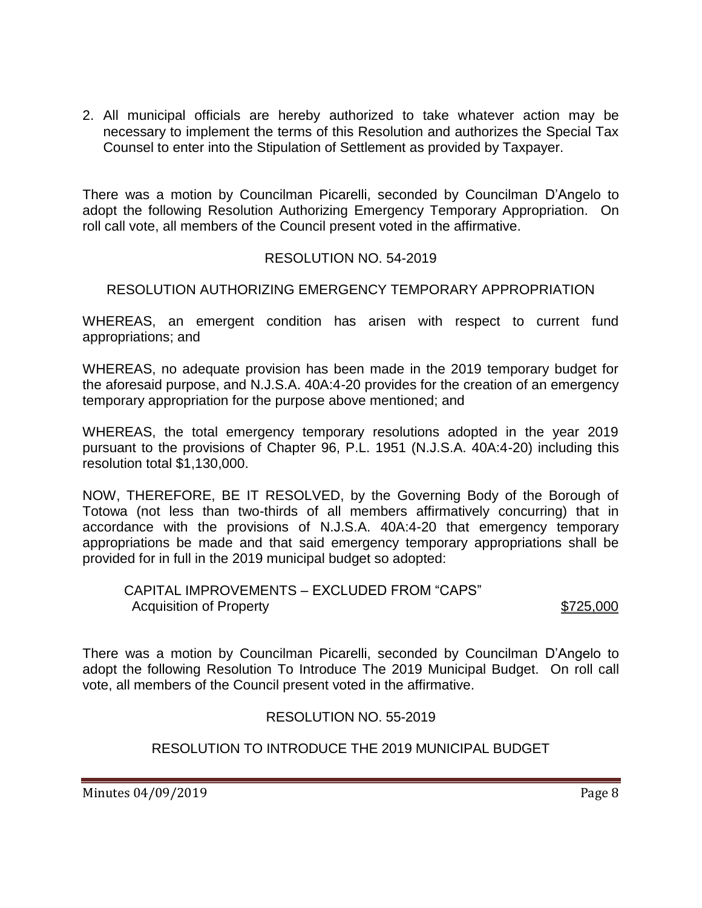2. All municipal officials are hereby authorized to take whatever action may be necessary to implement the terms of this Resolution and authorizes the Special Tax Counsel to enter into the Stipulation of Settlement as provided by Taxpayer.

There was a motion by Councilman Picarelli, seconded by Councilman D'Angelo to adopt the following Resolution Authorizing Emergency Temporary Appropriation. On roll call vote, all members of the Council present voted in the affirmative.

RESOLUTION NO. 54-2019

RESOLUTION AUTHORIZING EMERGENCY TEMPORARY APPROPRIATION

WHEREAS, an emergent condition has arisen with respect to current fund appropriations; and

WHEREAS, no adequate provision has been made in the 2019 temporary budget for the aforesaid purpose, and N.J.S.A. 40A:4-20 provides for the creation of an emergency temporary appropriation for the purpose above mentioned; and

WHEREAS, the total emergency temporary resolutions adopted in the year 2019 pursuant to the provisions of Chapter 96, P.L. 1951 (N.J.S.A. 40A:4-20) including this resolution total $1,130,000.

NOW, THEREFORE, BE IT RESOLVED, by the Governing Body of the Borough of Totowa (not less than two-thirds of all members affirmatively concurring) that in accordance with the provisions of N.J.S.A. 40A:4-20 that emergency temporary appropriations be made and that said emergency temporary appropriations shall be provided for in full in the 2019 municipal budget so adopted:

CAPITAL IMPROVEMENTS – EXCLUDED FROM "CAPS"
Acquisition of Property $725,000

There was a motion by Councilman Picarelli, seconded by Councilman D'Angelo to adopt the following Resolution To Introduce The 2019 Municipal Budget. On roll call vote, all members of the Council present voted in the affirmative.

RESOLUTION NO. 55-2019

RESOLUTION TO INTRODUCE THE 2019 MUNICIPAL BUDGET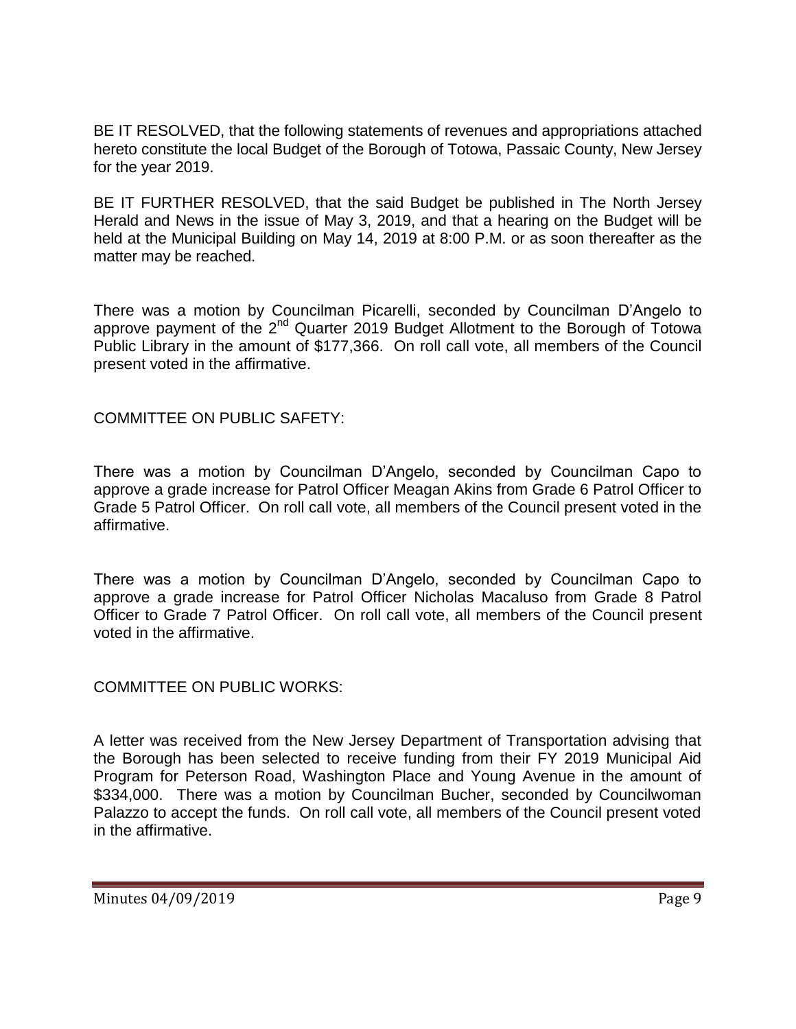BE IT RESOLVED, that the following statements of revenues and appropriations attached hereto constitute the local Budget of the Borough of Totowa, Passaic County, New Jersey for the year 2019.

BE IT FURTHER RESOLVED, that the said Budget be published in The North Jersey Herald and News in the issue of May 3, 2019, and that a hearing on the Budget will be held at the Municipal Building on May 14, 2019 at 8:00 P.M. or as soon thereafter as the matter may be reached.

There was a motion by Councilman Picarelli, seconded by Councilman D'Angelo to approve payment of the 2nd Quarter 2019 Budget Allotment to the Borough of Totowa Public Library in the amount of $177,366. On roll call vote, all members of the Council present voted in the affirmative.

COMMITTEE ON PUBLIC SAFETY:

There was a motion by Councilman D'Angelo, seconded by Councilman Capo to approve a grade increase for Patrol Officer Meagan Akins from Grade 6 Patrol Officer to Grade 5 Patrol Officer. On roll call vote, all members of the Council present voted in the affirmative.

There was a motion by Councilman D'Angelo, seconded by Councilman Capo to approve a grade increase for Patrol Officer Nicholas Macaluso from Grade 8 Patrol Officer to Grade 7 Patrol Officer. On roll call vote, all members of the Council present voted in the affirmative.

COMMITTEE ON PUBLIC WORKS:

A letter was received from the New Jersey Department of Transportation advising that the Borough has been selected to receive funding from their FY 2019 Municipal Aid Program for Peterson Road, Washington Place and Young Avenue in the amount of $334,000. There was a motion by Councilman Bucher, seconded by Councilwoman Palazzo to accept the funds. On roll call vote, all members of the Council present voted in the affirmative.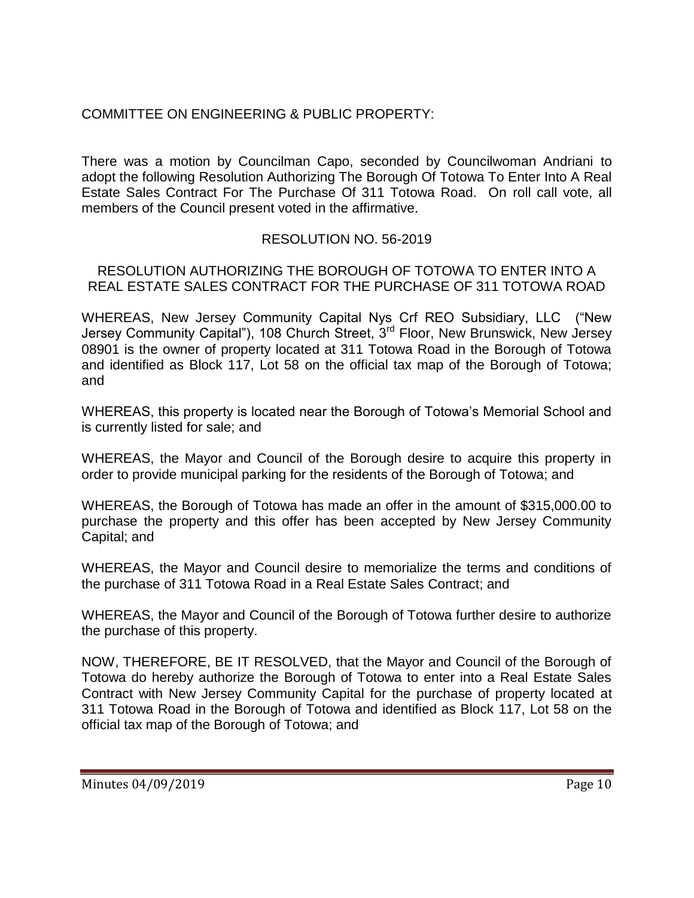COMMITTEE ON ENGINEERING & PUBLIC PROPERTY:

There was a motion by Councilman Capo, seconded by Councilwoman Andriani to adopt the following Resolution Authorizing The Borough Of Totowa To Enter Into A Real Estate Sales Contract For The Purchase Of 311 Totowa Road. On roll call vote, all members of the Council present voted in the affirmative.

RESOLUTION NO. 56-2019

RESOLUTION AUTHORIZING THE BOROUGH OF TOTOWA TO ENTER INTO A REAL ESTATE SALES CONTRACT FOR THE PURCHASE OF 311 TOTOWA ROAD

WHEREAS, New Jersey Community Capital Nys Crf REO Subsidiary, LLC ("New Jersey Community Capital"), 108 Church Street, 3rd Floor, New Brunswick, New Jersey 08901 is the owner of property located at 311 Totowa Road in the Borough of Totowa and identified as Block 117, Lot 58 on the official tax map of the Borough of Totowa; and

WHEREAS, this property is located near the Borough of Totowa's Memorial School and is currently listed for sale; and

WHEREAS, the Mayor and Council of the Borough desire to acquire this property in order to provide municipal parking for the residents of the Borough of Totowa; and

WHEREAS, the Borough of Totowa has made an offer in the amount of $315,000.00 to purchase the property and this offer has been accepted by New Jersey Community Capital; and

WHEREAS, the Mayor and Council desire to memorialize the terms and conditions of the purchase of 311 Totowa Road in a Real Estate Sales Contract; and

WHEREAS, the Mayor and Council of the Borough of Totowa further desire to authorize the purchase of this property.

NOW, THEREFORE, BE IT RESOLVED, that the Mayor and Council of the Borough of Totowa do hereby authorize the Borough of Totowa to enter into a Real Estate Sales Contract with New Jersey Community Capital for the purchase of property located at 311 Totowa Road in the Borough of Totowa and identified as Block 117, Lot 58 on the official tax map of the Borough of Totowa; and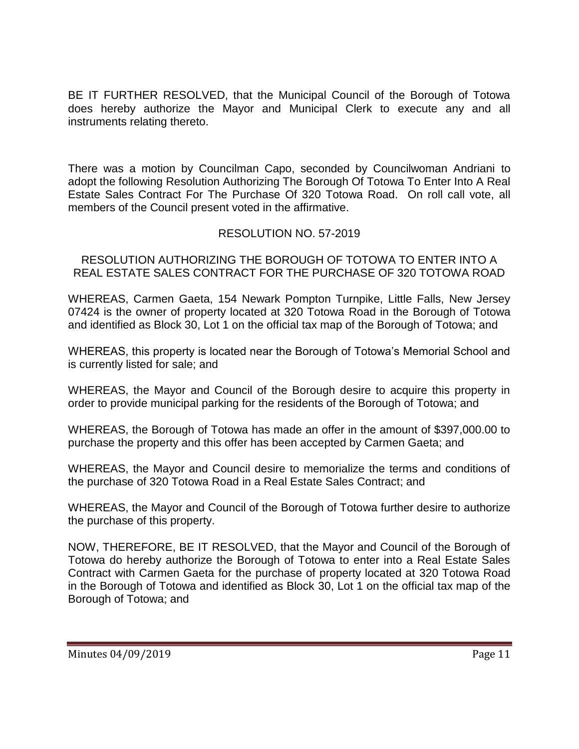BE IT FURTHER RESOLVED, that the Municipal Council of the Borough of Totowa does hereby authorize the Mayor and Municipal Clerk to execute any and all instruments relating thereto.

There was a motion by Councilman Capo, seconded by Councilwoman Andriani to adopt the following Resolution Authorizing The Borough Of Totowa To Enter Into A Real Estate Sales Contract For The Purchase Of 320 Totowa Road. On roll call vote, all members of the Council present voted in the affirmative.

RESOLUTION NO. 57-2019

RESOLUTION AUTHORIZING THE BOROUGH OF TOTOWA TO ENTER INTO A REAL ESTATE SALES CONTRACT FOR THE PURCHASE OF 320 TOTOWA ROAD

WHEREAS, Carmen Gaeta, 154 Newark Pompton Turnpike, Little Falls, New Jersey 07424 is the owner of property located at 320 Totowa Road in the Borough of Totowa and identified as Block 30, Lot 1 on the official tax map of the Borough of Totowa; and

WHEREAS, this property is located near the Borough of Totowa's Memorial School and is currently listed for sale; and

WHEREAS, the Mayor and Council of the Borough desire to acquire this property in order to provide municipal parking for the residents of the Borough of Totowa; and

WHEREAS, the Borough of Totowa has made an offer in the amount of $397,000.00 to purchase the property and this offer has been accepted by Carmen Gaeta; and

WHEREAS, the Mayor and Council desire to memorialize the terms and conditions of the purchase of 320 Totowa Road in a Real Estate Sales Contract; and

WHEREAS, the Mayor and Council of the Borough of Totowa further desire to authorize the purchase of this property.

NOW, THEREFORE, BE IT RESOLVED, that the Mayor and Council of the Borough of Totowa do hereby authorize the Borough of Totowa to enter into a Real Estate Sales Contract with Carmen Gaeta for the purchase of property located at 320 Totowa Road in the Borough of Totowa and identified as Block 30, Lot 1 on the official tax map of the Borough of Totowa; and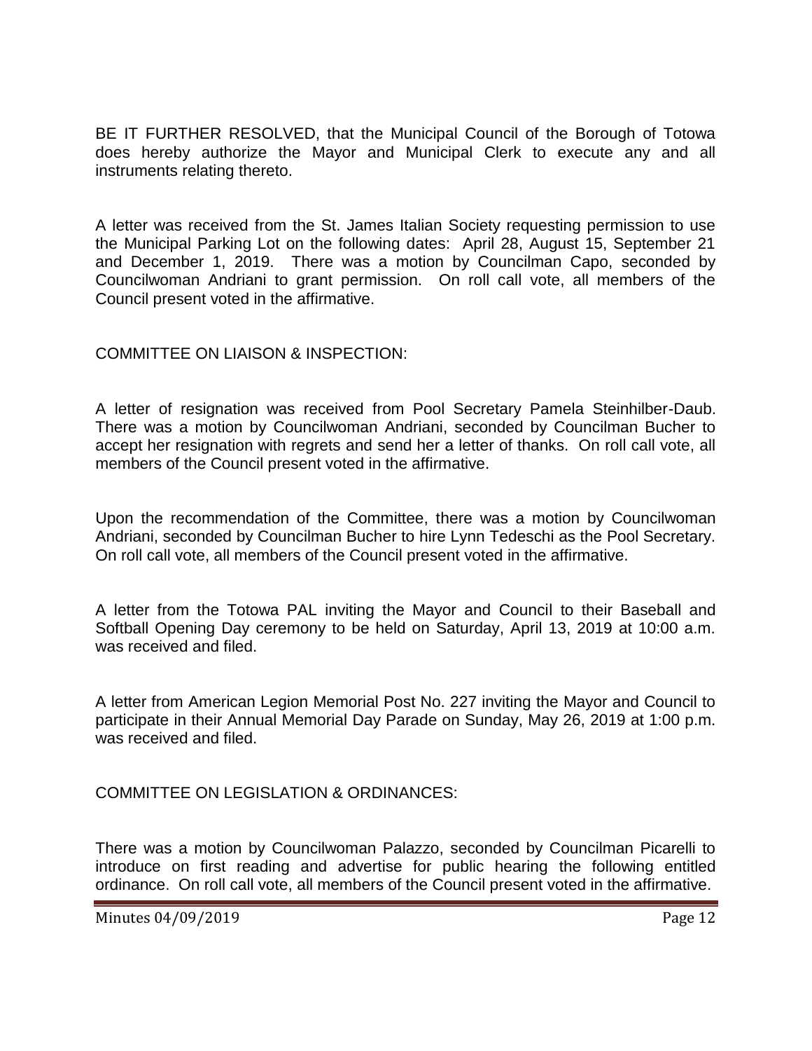BE IT FURTHER RESOLVED, that the Municipal Council of the Borough of Totowa does hereby authorize the Mayor and Municipal Clerk to execute any and all instruments relating thereto.

A letter was received from the St. James Italian Society requesting permission to use the Municipal Parking Lot on the following dates: April 28, August 15, September 21 and December 1, 2019. There was a motion by Councilman Capo, seconded by Councilwoman Andriani to grant permission. On roll call vote, all members of the Council present voted in the affirmative.

COMMITTEE ON LIAISON & INSPECTION:

A letter of resignation was received from Pool Secretary Pamela Steinhilber-Daub. There was a motion by Councilwoman Andriani, seconded by Councilman Bucher to accept her resignation with regrets and send her a letter of thanks. On roll call vote, all members of the Council present voted in the affirmative.

Upon the recommendation of the Committee, there was a motion by Councilwoman Andriani, seconded by Councilman Bucher to hire Lynn Tedeschi as the Pool Secretary. On roll call vote, all members of the Council present voted in the affirmative.

A letter from the Totowa PAL inviting the Mayor and Council to their Baseball and Softball Opening Day ceremony to be held on Saturday, April 13, 2019 at 10:00 a.m. was received and filed.

A letter from American Legion Memorial Post No. 227 inviting the Mayor and Council to participate in their Annual Memorial Day Parade on Sunday, May 26, 2019 at 1:00 p.m. was received and filed.

COMMITTEE ON LEGISLATION & ORDINANCES:

There was a motion by Councilwoman Palazzo, seconded by Councilman Picarelli to introduce on first reading and advertise for public hearing the following entitled ordinance. On roll call vote, all members of the Council present voted in the affirmative.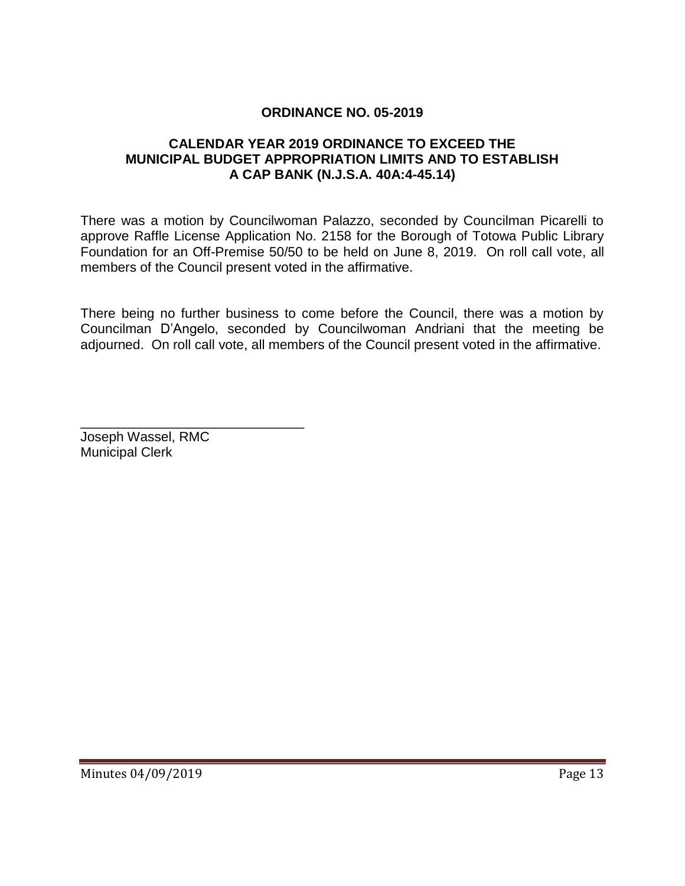**ORDINANCE NO. 05-2019**

**CALENDAR YEAR 2019 ORDINANCE TO EXCEED THE MUNICIPAL BUDGET APPROPRIATION LIMITS AND TO ESTABLISH A CAP BANK (N.J.S.A. 40A:4-45.14)**

There was a motion by Councilwoman Palazzo, seconded by Councilman Picarelli to approve Raffle License Application No. 2158 for the Borough of Totowa Public Library Foundation for an Off-Premise 50/50 to be held on June 8, 2019. On roll call vote, all members of the Council present voted in the affirmative.

There being no further business to come before the Council, there was a motion by Councilman D'Angelo, seconded by Councilwoman Andriani that the meeting be adjourned. On roll call vote, all members of the Council present voted in the affirmative.

\_\_\_\_\_\_\_\_\_\_\_\_\_\_\_\_\_\_\_\_\_\_\_\_\_\_\_\_\_\_\_

Joseph Wassel, RMC
Municipal Clerk